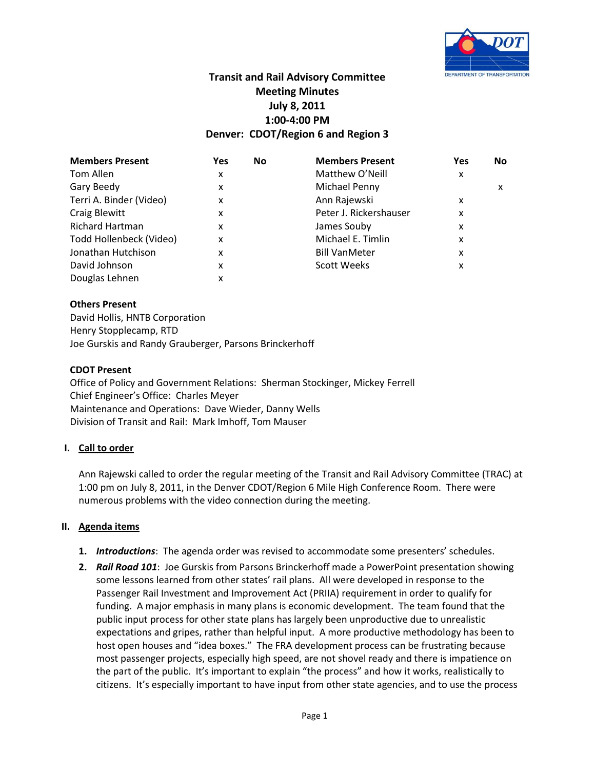# Transit and Rail Advisory Committee
## Meeting Minutes
## July 8, 2011
## 1:00-4:00 PM
## Denver: CDOT/Region 6 and Region 3

| Members Present | Yes | No | Members Present | Yes | No |
|---|---|---|---|---|---|
| Tom Allen | x | | Matthew O'Neill | x | |
| Gary Beedy | x | | Michael Penny | | x |
| Terri A. Binder (Video) | x | | Ann Rajewski | x | |
| Craig Blewitt | x | | Peter J. Rickershauser | x | |
| Richard Hartman | x | | James Souby | x | |
| Todd Hollenbeck (Video) | x | | Michael E. Timlin | x | |
| Jonathan Hutchison | x | | Bill VanMeter | x | |
| David Johnson | x | | Scott Weeks | x | |
| Douglas Lehnen | x | | | | |

**Others Present**
David Hollis, HNTB Corporation
Henry Stopplecamp, RTD
Joe Gurskis and Randy Grauberger, Parsons Brinckerhoff

**CDOT Present**
Office of Policy and Government Relations: Sherman Stockinger, Mickey Ferrell
Chief Engineer's Office: Charles Meyer
Maintenance and Operations: Dave Wieder, Danny Wells
Division of Transit and Rail: Mark Imhoff, Tom Mauser

**I. Call to order**

Ann Rajewski called to order the regular meeting of the Transit and Rail Advisory Committee (TRAC) at 1:00 pm on July 8, 2011, in the Denver CDOT/Region 6 Mile High Conference Room. There were numerous problems with the video connection during the meeting.

**II. Agenda items**

1. ***Introductions***: The agenda order was revised to accommodate some presenters' schedules.
2. ***Rail Road 101***: Joe Gurskis from Parsons Brinckerhoff made a PowerPoint presentation showing some lessons learned from other states' rail plans. All were developed in response to the Passenger Rail Investment and Improvement Act (PRIIA) requirement in order to qualify for funding. A major emphasis in many plans is economic development. The team found that the public input process for other state plans has largely been unproductive due to unrealistic expectations and gripes, rather than helpful input. A more productive methodology has been to host open houses and "idea boxes." The FRA development process can be frustrating because most passenger projects, especially high speed, are not shovel ready and there is impatience on the part of the public. It's important to explain "the process" and how it works, realistically to citizens. It's especially important to have input from other state agencies, and to use the process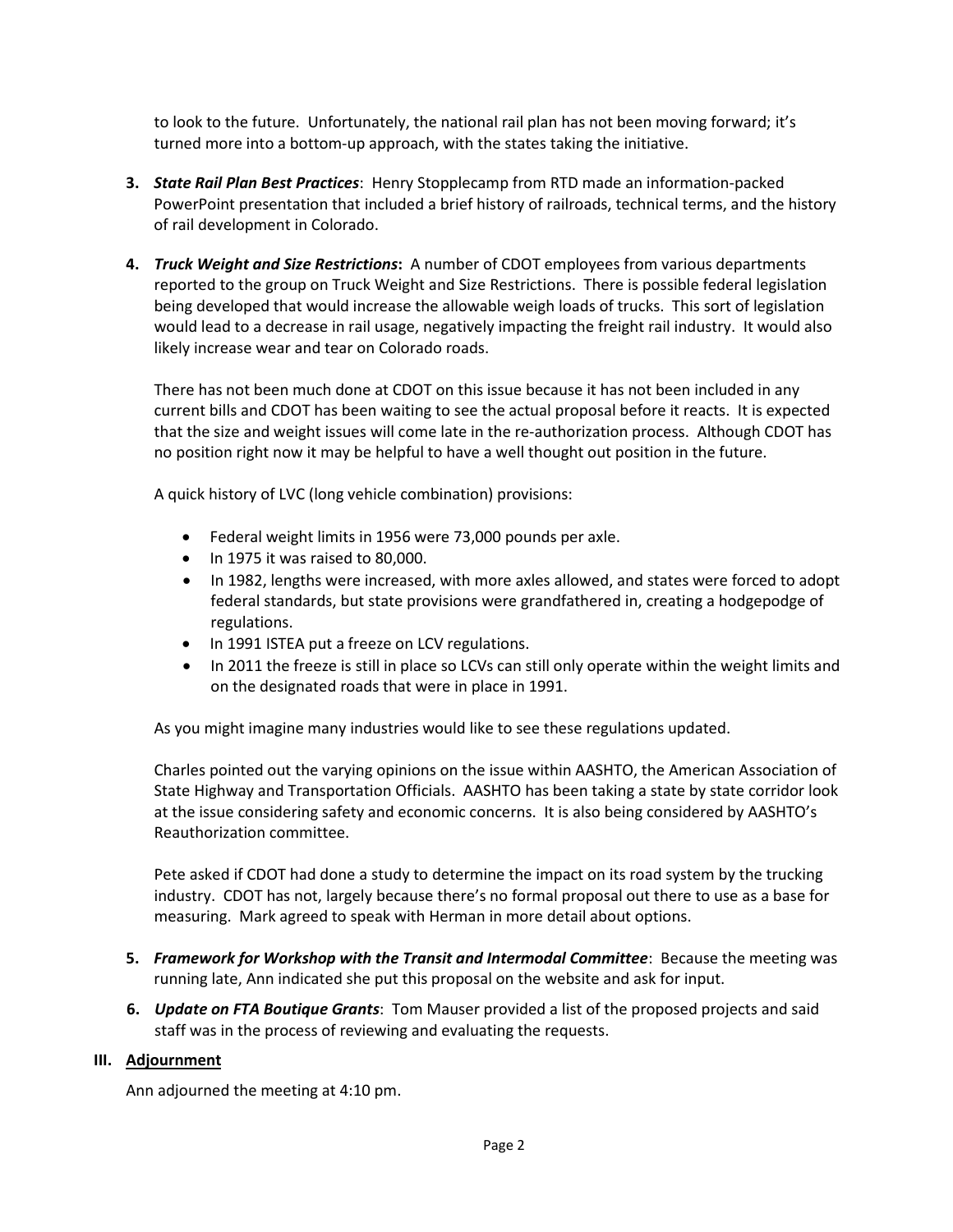to look to the future. Unfortunately, the national rail plan has not been moving forward; it's turned more into a bottom-up approach, with the states taking the initiative.

3. ***State Rail Plan Best Practices***: Henry Stopplecamp from RTD made an information-packed PowerPoint presentation that included a brief history of railroads, technical terms, and the history of rail development in Colorado.

4. ***Truck Weight and Size Restrictions*****:** A number of CDOT employees from various departments reported to the group on Truck Weight and Size Restrictions. There is possible federal legislation being developed that would increase the allowable weigh loads of trucks. This sort of legislation would lead to a decrease in rail usage, negatively impacting the freight rail industry. It would also likely increase wear and tear on Colorado roads.

   There has not been much done at CDOT on this issue because it has not been included in any current bills and CDOT has been waiting to see the actual proposal before it reacts. It is expected that the size and weight issues will come late in the re-authorization process. Although CDOT has no position right now it may be helpful to have a well thought out position in the future.

   A quick history of LVC (long vehicle combination) provisions:

   - Federal weight limits in 1956 were 73,000 pounds per axle.
   - In 1975 it was raised to 80,000.
   - In 1982, lengths were increased, with more axles allowed, and states were forced to adopt federal standards, but state provisions were grandfathered in, creating a hodgepodge of regulations.
   - In 1991 ISTEA put a freeze on LCV regulations.
   - In 2011 the freeze is still in place so LCVs can still only operate within the weight limits and on the designated roads that were in place in 1991.

   As you might imagine many industries would like to see these regulations updated.

   Charles pointed out the varying opinions on the issue within AASHTO, the American Association of State Highway and Transportation Officials. AASHTO has been taking a state by state corridor look at the issue considering safety and economic concerns. It is also being considered by AASHTO's Reauthorization committee.

   Pete asked if CDOT had done a study to determine the impact on its road system by the trucking industry. CDOT has not, largely because there's no formal proposal out there to use as a base for measuring. Mark agreed to speak with Herman in more detail about options.

5. ***Framework for Workshop with the Transit and Intermodal Committee***: Because the meeting was running late, Ann indicated she put this proposal on the website and ask for input.

6. ***Update on FTA Boutique Grants***: Tom Mauser provided a list of the proposed projects and said staff was in the process of reviewing and evaluating the requests.

## III. Adjournment

Ann adjourned the meeting at 4:10 pm.